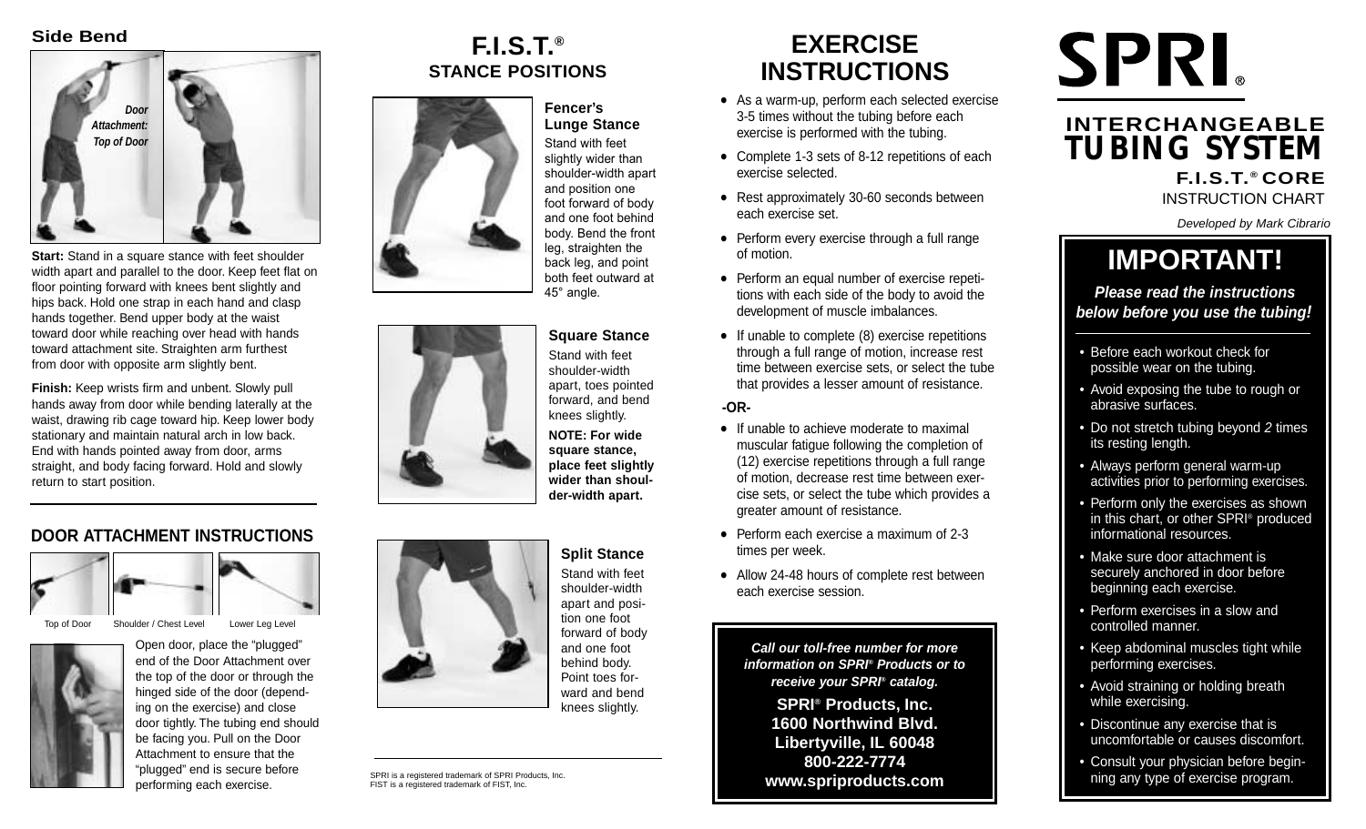## Side Bend

*Door Attachment: Top of Door*

**Start:** Stand in a square stance with feet shoulder width apart and parallel to the door. Keep feet flat on floor pointing forward with knees bent slightly and hips back. Hold one strap in each hand and clasp hands together. Bend upper body at the waist toward door while reaching over head with hands toward attachment site. Straighten arm furthest from door with opposite arm slightly bent.

**Finish:** Keep wrists firm and unbent. Slowly pull hands away from door while bending laterally at the waist, drawing rib cage toward hip. Keep lower body stationary and maintain natural arch in low back. End with hands pointed away from door, arms straight, and body facing forward. Hold and slowly return to start position.

## DOOR ATTACHMENT INSTRUCTIONS

Top of Door | Shoulder / Chest Level | Lower Leg Level

Open door, place the "plugged" end of the Door Attachment over the top of the door or through the hinged side of the door (depending on the exercise) and close door tightly. The tubing end should be facing you. Pull on the Door Attachment to ensure that the "plugged" end is secure before performing each exercise.

# F.I.S.T.® STANCE POSITIONS

### Fencer's Lunge Stance

Stand with feet slightly wider than shoulder-width apart and position one foot forward of body and one foot behind body. Bend the front leg, straighten the back leg, and point both feet outward at 45° angle.

### Square Stance

Stand with feet shoulder-width apart, toes pointed forward, and bend knees slightly.

**NOTE: For wide square stance, place feet slightly wider than shoulder-width apart.**

### Split Stance

Stand with feet shoulder-width apart and position one foot forward of body and one foot behind body. Point toes forward and bend knees slightly.

SPRI is a registered trademark of SPRI Products, Inc.
FIST is a registered trademark of FIST, Inc.

# EXERCISE INSTRUCTIONS

- As a warm-up, perform each selected exercise 3-5 times without the tubing before each exercise is performed with the tubing.
- Complete 1-3 sets of 8-12 repetitions of each exercise selected.
- Rest approximately 30-60 seconds between each exercise set.
- Perform every exercise through a full range of motion.
- Perform an equal number of exercise repetitions with each side of the body to avoid the development of muscle imbalances.
- If unable to complete (8) exercise repetitions through a full range of motion, increase rest time between exercise sets, or select the tube that provides a lesser amount of resistance.

**-OR-**

- If unable to achieve moderate to maximal muscular fatigue following the completion of (12) exercise repetitions through a full range of motion, decrease rest time between exercise sets, or select the tube which provides a greater amount of resistance.
- Perform each exercise a maximum of 2-3 times per week.
- Allow 24-48 hours of complete rest between each exercise session.

***Call our toll-free number for more information on SPRI® Products or to receive your SPRI® catalog.***

**SPRI® Products, Inc.**
**1600 Northwind Blvd.**
**Libertyville, IL 60048**
**800-222-7774**
**www.spriproducts.com**

# SPRI®

## INTERCHANGEABLE TUBING SYSTEM

**F.I.S.T.® CORE**
INSTRUCTION CHART

*Developed by Mark Cibrario*

## IMPORTANT!

***Please read the instructions below before you use the tubing!***

- Before each workout check for possible wear on the tubing.
- Avoid exposing the tube to rough or abrasive surfaces.
- Do not stretch tubing beyond *2* times its resting length.
- Always perform general warm-up activities prior to performing exercises.
- Perform only the exercises as shown in this chart, or other SPRI® produced informational resources.
- Make sure door attachment is securely anchored in door before beginning each exercise.
- Perform exercises in a slow and controlled manner.
- Keep abdominal muscles tight while performing exercises.
- Avoid straining or holding breath while exercising.
- Discontinue any exercise that is uncomfortable or causes discomfort.
- Consult your physician before beginning any type of exercise program.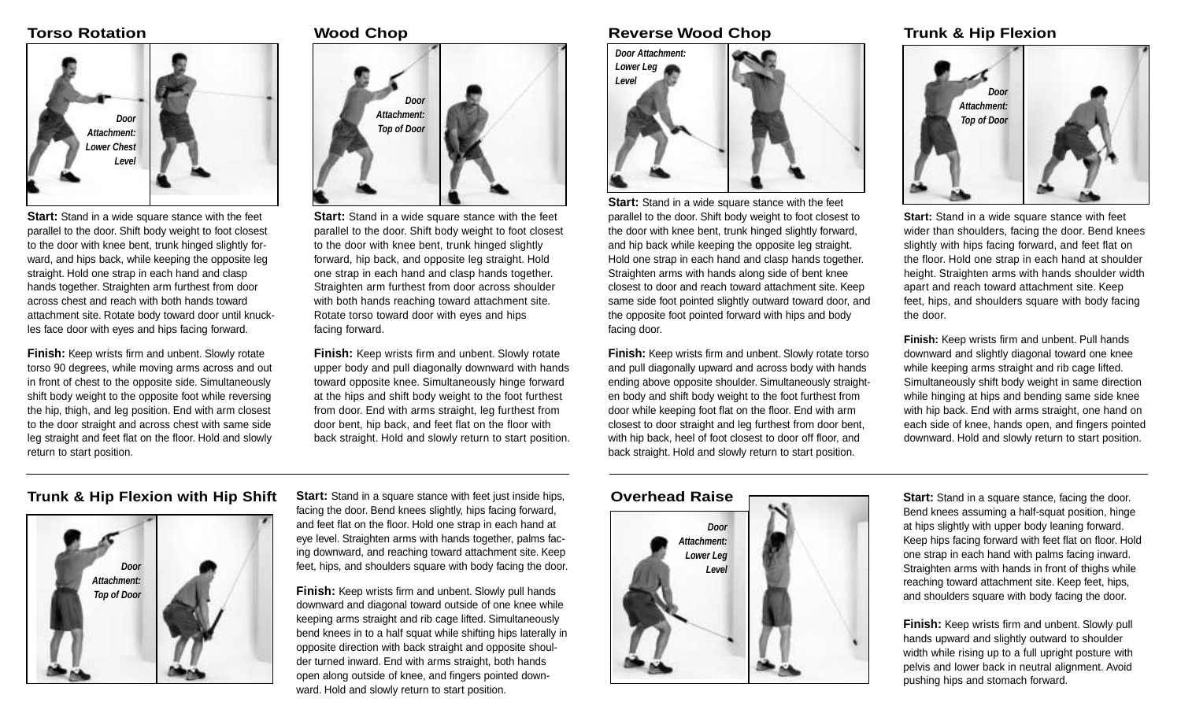## Torso Rotation

*Door Attachment: Lower Chest Level*

**Start:** Stand in a wide square stance with the feet parallel to the door. Shift body weight to foot closest to the door with knee bent, trunk hinged slightly forward, and hips back, while keeping the opposite leg straight. Hold one strap in each hand and clasp hands together. Straighten arm furthest from door across chest and reach with both hands toward attachment site. Rotate body toward door until knuckles face door with eyes and hips facing forward.

**Finish:** Keep wrists firm and unbent. Slowly rotate torso 90 degrees, while moving arms across and out in front of chest to the opposite side. Simultaneously shift body weight to the opposite foot while reversing the hip, thigh, and leg position. End with arm closest to the door straight and across chest with same side leg straight and feet flat on the floor. Hold and slowly return to start position.

## Wood Chop

*Door Attachment: Top of Door*

**Start:** Stand in a wide square stance with the feet parallel to the door. Shift body weight to foot closest to the door with knee bent, trunk hinged slightly forward, hip back, and opposite leg straight. Hold one strap in each hand and clasp hands together. Straighten arm furthest from door across shoulder with both hands reaching toward attachment site. Rotate torso toward door with eyes and hips facing forward.

**Finish:** Keep wrists firm and unbent. Slowly rotate upper body and pull diagonally downward with hands toward opposite knee. Simultaneously hinge forward at the hips and shift body weight to the foot furthest from door. End with arms straight, leg furthest from door bent, hip back, and feet flat on the floor with back straight. Hold and slowly return to start position.

## Reverse Wood Chop

*Door Attachment: Lower Leg Level*

**Start:** Stand in a wide square stance with the feet parallel to the door. Shift body weight to foot closest to the door with knee bent, trunk hinged slightly forward, and hip back while keeping the opposite leg straight. Hold one strap in each hand and clasp hands together. Straighten arms with hands along side of bent knee closest to door and reach toward attachment site. Keep same side foot pointed slightly outward toward door, and the opposite foot pointed forward with hips and body facing door.

**Finish:** Keep wrists firm and unbent. Slowly rotate torso and pull diagonally upward and across body with hands ending above opposite shoulder. Simultaneously straighten body and shift body weight to the foot furthest from door while keeping foot flat on the floor. End with arm closest to the door straight and leg furthest from door bent, with hip back, heel of foot closest to door off floor, and back straight. Hold and slowly return to start position.

## Trunk & Hip Flexion

*Door Attachment: Top of Door*

**Start:** Stand in a wide square stance with feet wider than shoulders, facing the door. Bend knees slightly with hips facing forward, and feet flat on the floor. Hold one strap in each hand at shoulder height. Straighten arms with hands shoulder width apart and reach toward attachment site. Keep feet, hips, and shoulders square with body facing the door.

**Finish:** Keep wrists firm and unbent. Pull hands downward and slightly diagonal toward one knee while keeping arms straight and rib cage lifted. Simultaneously shift body weight in same direction while hinging at hips and bending same side knee with hip back. End with arms straight, one hand on each side of knee, hands open, and fingers pointed downward. Hold and slowly return to start position.

## Trunk & Hip Flexion with Hip Shift

*Door Attachment: Top of Door*

**Start:** Stand in a square stance with feet just inside hips, facing the door. Bend knees slightly, hips facing forward, and feet flat on the floor. Hold one strap in each hand at eye level. Straighten arms with hands together, palms facing downward, and reaching toward attachment site. Keep feet, hips, and shoulders square with body facing the door.

**Finish:** Keep wrists firm and unbent. Slowly pull hands downward and diagonal toward outside of one knee while keeping arms straight and rib cage lifted. Simultaneously bend knees in to a half squat while shifting hips laterally in opposite direction with back straight and opposite shoulder turned inward. End with arms straight, both hands open along outside of knee, and fingers pointed downward. Hold and slowly return to start position.

## Overhead Raise

*Door Attachment: Lower Leg Level*

**Start:** Stand in a square stance, facing the door. Bend knees assuming a half-squat position, hinge at hips slightly with upper body leaning forward. Keep hips facing forward with feet flat on floor. Hold one strap in each hand with palms facing inward. Straighten arms with hands in front of thighs while reaching toward attachment site. Keep feet, hips, and shoulders square with body facing the door.

**Finish:** Keep wrists firm and unbent. Slowly pull hands upward and slightly outward to shoulder width while rising up to a full upright posture with pelvis and lower back in neutral alignment. Avoid pushing hips and stomach forward.